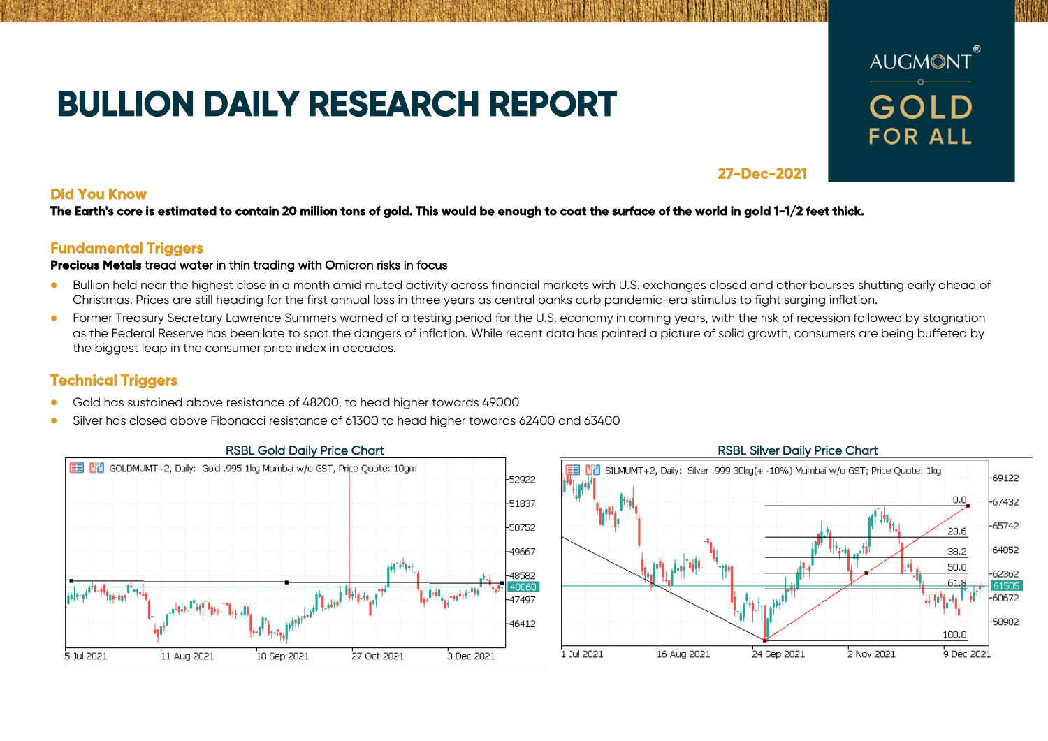# BULLION DAILY RESEARCH REPORT

AUGMONT® GOLD FOR ALL

27-Dec-2021

## Did You Know

**The Earth's core is estimated to contain 20 million tons of gold. This would be enough to coat the surface of the world in gold 1-1/2 feet thick.**

## Fundamental Triggers

**Precious Metals** tread water in thin trading with Omicron risks in focus

- Bullion held near the highest close in a month amid muted activity across financial markets with U.S. exchanges closed and other bourses shutting early ahead of Christmas. Prices are still heading for the first annual loss in three years as central banks curb pandemic-era stimulus to fight surging inflation.
- Former Treasury Secretary Lawrence Summers warned of a testing period for the U.S. economy in coming years, with the risk of recession followed by stagnation as the Federal Reserve has been late to spot the dangers of inflation. While recent data has painted a picture of solid growth, consumers are being buffeted by the biggest leap in the consumer price index in decades.

## Technical Triggers

- Gold has sustained above resistance of 48200, to head higher towards 49000
- Silver has closed above Fibonacci resistance of 61300 to head higher towards 62400 and 63400

RSBL Gold Daily Price Chart

RSBL Silver Daily Price Chart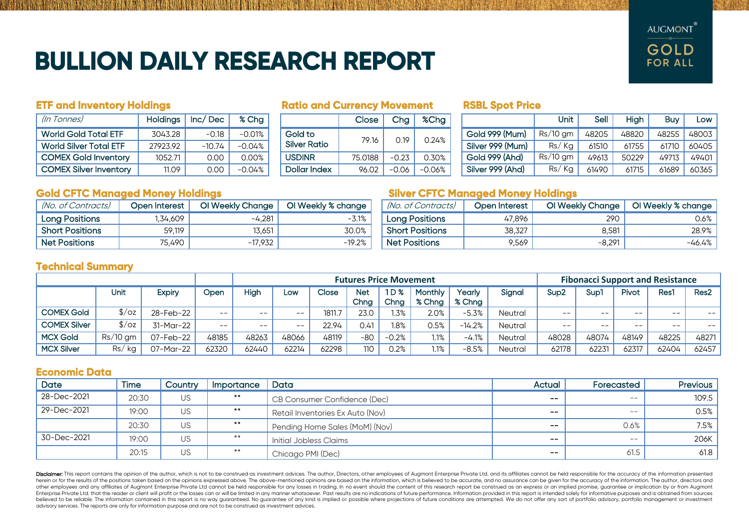# BULLION DAILY RESEARCH REPORT

AUGMONT GOLD FOR ALL

## ETF and Inventory Holdings

| *(In Tonnes)* | Holdings | Inc/ Dec | % Chg |
|---|---|---|---|
| World Gold Total ETF | 3043.28 | -0.18 | -0.01% |
| World Silver Total ETF | 27923.92 | -10.74 | -0.04% |
| COMEX Gold Inventory | 1052.71 | 0.00 | 0.00% |
| COMEX Silver Inventory | 11.09 | 0.00 | -0.04% |

## Ratio and Currency Movement

| | Close | Chg | %Chg |
|---|---|---|---|
| Gold to Silver Ratio | 79.16 | 0.19 | 0.24% |
| USDINR | 75.0188 | -0.23 | 0.30% |
| Dollar Index | 96.02 | -0.06 | -0.06% |

## RSBL Spot Price

| | Unit | Sell | High | Buy | Low |
|---|---|---|---|---|---|
| Gold 999 (Mum) | Rs/10 gm | 48205 | 48820 | 48255 | 48003 |
| Silver 999 (Mum) | Rs/ Kg | 61510 | 61755 | 61710 | 60405 |
| Gold 999 (Ahd) | Rs/10 gm | 49613 | 50229 | 49713 | 49401 |
| Silver 999 (Ahd) | Rs/ Kg | 61490 | 61715 | 61689 | 60365 |

## Gold CFTC Managed Money Holdings

| *(No. of Contracts)* | Open Interest | OI Weekly Change | OI Weekly % change |
|---|---|---|---|
| Long Positions | 1,34,609 | -4,281 | -3.1% |
| Short Positions | 59,119 | 13,651 | 30.0% |
| Net Positions | 75,490 | -17,932 | -19.2% |

## Silver CFTC Managed Money Holdings

| *(No. of Contracts)* | Open Interest | OI Weekly Change | OI Weekly % change |
|---|---|---|---|
| Long Positions | 47,896 | 290 | 0.6% |
| Short Positions | 38,327 | 8,581 | 28.9% |
| Net Positions | 9,569 | -8,291 | -46.4% |

## Technical Summary

| | | | | Futures Price Movement | | | | | | | | Fibonacci Support and Resistance | | | | |
|---|---|---|---|---|---|---|---|---|---|---|---|---|---|---|---|---|
| | Unit | Expiry | Open | High | Low | Close | Net Chng | 1 D % Chng | Monthly % Chng | Yearly % Chng | Signal | Sup2 | Sup1 | Pivot | Res1 | Res2 |
| COMEX Gold | $/oz | 28-Feb-22 | -- | -- | -- | 1811.7 | 23.0 | 1.3% | 2.0% | -5.3% | Neutral | -- | -- | -- | -- | -- |
| COMEX Silver | $/oz | 31-Mar-22 | -- | -- | -- | 22.94 | 0.41 | 1.8% | 0.5% | -14.2% | Neutral | -- | -- | -- | -- | -- |
| MCX Gold | Rs/10 gm | 07-Feb-22 | 48185 | 48263 | 48066 | 48119 | -80 | -0.2% | 1.1% | -4.1% | Neutral | 48028 | 48074 | 48149 | 48225 | 48271 |
| MCX Silver | Rs/ kg | 07-Mar-22 | 62320 | 62440 | 62214 | 62298 | 110 | 0.2% | 1.1% | -8.5% | Neutral | 62178 | 62231 | 62317 | 62404 | 62457 |

## Economic Data

| Date | Time | Country | Importance | Data | Actual | Forecasted | Previous |
|---|---|---|---|---|---|---|---|
| 28-Dec-2021 | 20:30 | US | ** | CB Consumer Confidence (Dec) | -- | -- | 109.5 |
| 29-Dec-2021 | 19:00 | US | ** | Retail Inventories Ex Auto (Nov) | -- | -- | 0.5% |
| | 20:30 | US | ** | Pending Home Sales (MoM) (Nov) | -- | 0.6% | 7.5% |
| 30-Dec-2021 | 19:00 | US | ** | Initial Jobless Claims | -- | -- | 206K |
| | 20:15 | US | ** | Chicago PMI (Dec) | -- | 61.5 | 61.8 |

**Disclaimer:** This report contains the opinion of the author, which is not to be construed as investment advices. The author, Directors, other employees of Augmont Enterprise Private Ltd. and its affiliates cannot be held responsible for the accuracy of the information presented herein or for the results of the positions taken based on the opinions expressed above. The above-mentioned opinions are based on the information, which is believed to be accurate, and no assurance can be given for the accuracy of the information. The author, directors and other employees and any affiliates of Augmont Enterprise Private Ltd cannot be held responsible for any losses in trading. In no event should the content of this research report be construed as an express or an implied promise, guarantee or implication by or from Augmont Enterprise Private Ltd. that the reader or client will profit or the losses can or will be limited in any manner whatsoever. Past results are no indications of future performance. Information provided in this report is intended solely for informative purposes and is obtained from sources believed to be reliable. The information contained in this report is no way guaranteed. No guarantee of any kind is implied or possible where projections of future conditions are attempted. We do not offer any sort of portfolio advisory, portfolio management or investment advisory services. The reports are only for information purpose and are not to be construed as investment advices.